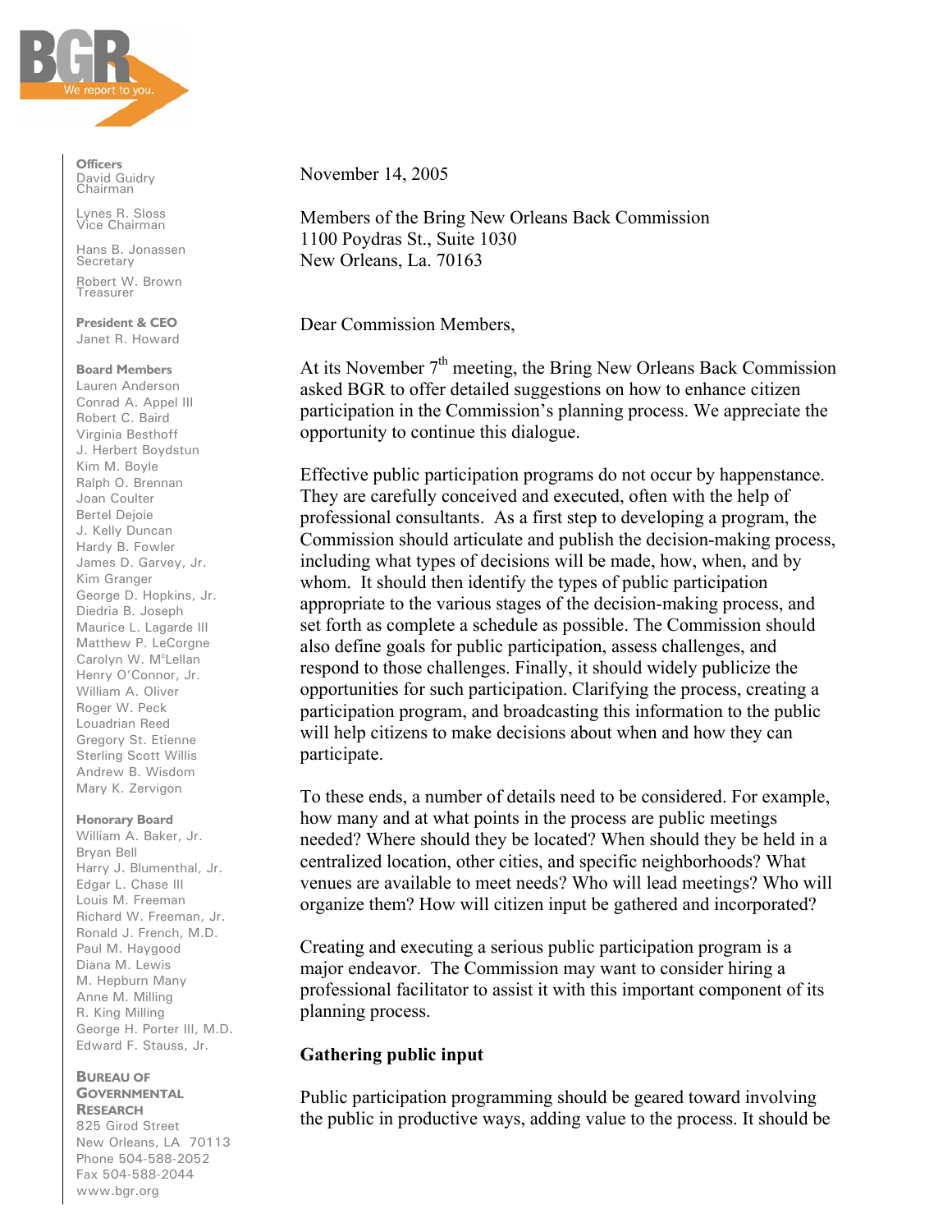**BGR** We report to you.

**Officers**
David Guidry
Chairman

Lynes R. Sloss
Vice Chairman

Hans B. Jonassen
Secretary

Robert W. Brown
Treasurer

**President & CEO**
Janet R. Howard

**Board Members**
Lauren Anderson
Conrad A. Appel III
Robert C. Baird
Virginia Besthoff
J. Herbert Boydstun
Kim M. Boyle
Ralph O. Brennan
Joan Coulter
Bertel Dejoie
J. Kelly Duncan
Hardy B. Fowler
James D. Garvey, Jr.
Kim Granger
George D. Hopkins, Jr.
Diedria B. Joseph
Maurice L. Lagarde III
Matthew P. LeCorgne
Carolyn W. McLellan
Henry O'Connor, Jr.
William A. Oliver
Roger W. Peck
Louadrian Reed
Gregory St. Etienne
Sterling Scott Willis
Andrew B. Wisdom
Mary K. Zervigon

**Honorary Board**
William A. Baker, Jr.
Bryan Bell
Harry J. Blumenthal, Jr.
Edgar L. Chase III
Louis M. Freeman
Richard W. Freeman, Jr.
Ronald J. French, M.D.
Paul M. Haygood
Diana M. Lewis
M. Hepburn Many
Anne M. Milling
R. King Milling
George H. Porter III, M.D.
Edward F. Stauss, Jr.

**BUREAU OF GOVERNMENTAL RESEARCH**
825 Girod Street
New Orleans, LA 70113
Phone 504-588-2052
Fax 504-588-2044
www.bgr.org

November 14, 2005

Members of the Bring New Orleans Back Commission
1100 Poydras St., Suite 1030
New Orleans, La. 70163

Dear Commission Members,

At its November 7th meeting, the Bring New Orleans Back Commission asked BGR to offer detailed suggestions on how to enhance citizen participation in the Commission's planning process. We appreciate the opportunity to continue this dialogue.

Effective public participation programs do not occur by happenstance. They are carefully conceived and executed, often with the help of professional consultants. As a first step to developing a program, the Commission should articulate and publish the decision-making process, including what types of decisions will be made, how, when, and by whom. It should then identify the types of public participation appropriate to the various stages of the decision-making process, and set forth as complete a schedule as possible. The Commission should also define goals for public participation, assess challenges, and respond to those challenges. Finally, it should widely publicize the opportunities for such participation. Clarifying the process, creating a participation program, and broadcasting this information to the public will help citizens to make decisions about when and how they can participate.

To these ends, a number of details need to be considered. For example, how many and at what points in the process are public meetings needed? Where should they be located? When should they be held in a centralized location, other cities, and specific neighborhoods? What venues are available to meet needs? Who will lead meetings? Who will organize them? How will citizen input be gathered and incorporated?

Creating and executing a serious public participation program is a major endeavor. The Commission may want to consider hiring a professional facilitator to assist it with this important component of its planning process.

**Gathering public input**

Public participation programming should be geared toward involving the public in productive ways, adding value to the process. It should be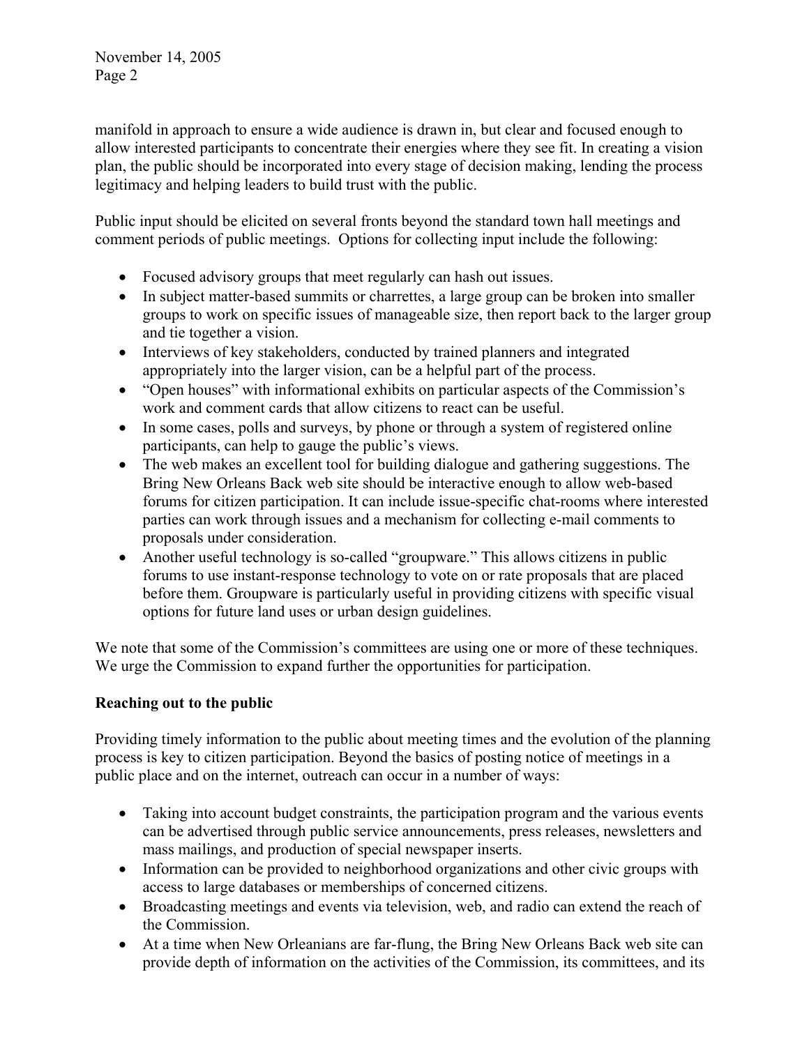manifold in approach to ensure a wide audience is drawn in, but clear and focused enough to allow interested participants to concentrate their energies where they see fit. In creating a vision plan, the public should be incorporated into every stage of decision making, lending the process legitimacy and helping leaders to build trust with the public.

Public input should be elicited on several fronts beyond the standard town hall meetings and comment periods of public meetings. Options for collecting input include the following:

- Focused advisory groups that meet regularly can hash out issues.
- In subject matter-based summits or charrettes, a large group can be broken into smaller groups to work on specific issues of manageable size, then report back to the larger group and tie together a vision.
- Interviews of key stakeholders, conducted by trained planners and integrated appropriately into the larger vision, can be a helpful part of the process.
- "Open houses" with informational exhibits on particular aspects of the Commission's work and comment cards that allow citizens to react can be useful.
- In some cases, polls and surveys, by phone or through a system of registered online participants, can help to gauge the public's views.
- The web makes an excellent tool for building dialogue and gathering suggestions. The Bring New Orleans Back web site should be interactive enough to allow web-based forums for citizen participation. It can include issue-specific chat-rooms where interested parties can work through issues and a mechanism for collecting e-mail comments to proposals under consideration.
- Another useful technology is so-called "groupware." This allows citizens in public forums to use instant-response technology to vote on or rate proposals that are placed before them. Groupware is particularly useful in providing citizens with specific visual options for future land uses or urban design guidelines.

We note that some of the Commission's committees are using one or more of these techniques. We urge the Commission to expand further the opportunities for participation.

**Reaching out to the public**

Providing timely information to the public about meeting times and the evolution of the planning process is key to citizen participation. Beyond the basics of posting notice of meetings in a public place and on the internet, outreach can occur in a number of ways:

- Taking into account budget constraints, the participation program and the various events can be advertised through public service announcements, press releases, newsletters and mass mailings, and production of special newspaper inserts.
- Information can be provided to neighborhood organizations and other civic groups with access to large databases or memberships of concerned citizens.
- Broadcasting meetings and events via television, web, and radio can extend the reach of the Commission.
- At a time when New Orleanians are far-flung, the Bring New Orleans Back web site can provide depth of information on the activities of the Commission, its committees, and its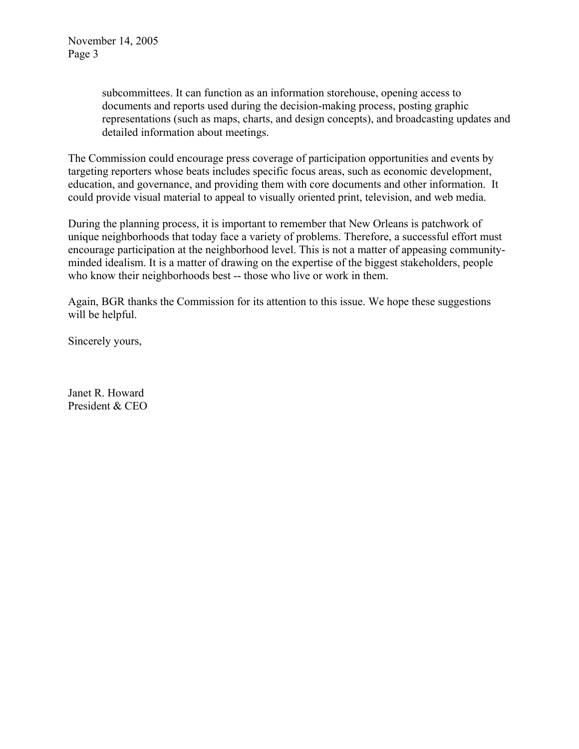subcommittees. It can function as an information storehouse, opening access to documents and reports used during the decision-making process, posting graphic representations (such as maps, charts, and design concepts), and broadcasting updates and detailed information about meetings.

The Commission could encourage press coverage of participation opportunities and events by targeting reporters whose beats includes specific focus areas, such as economic development, education, and governance, and providing them with core documents and other information. It could provide visual material to appeal to visually oriented print, television, and web media.

During the planning process, it is important to remember that New Orleans is patchwork of unique neighborhoods that today face a variety of problems. Therefore, a successful effort must encourage participation at the neighborhood level. This is not a matter of appeasing community-minded idealism. It is a matter of drawing on the expertise of the biggest stakeholders, people who know their neighborhoods best -- those who live or work in them.

Again, BGR thanks the Commission for its attention to this issue. We hope these suggestions will be helpful.

Sincerely yours,

Janet R. Howard
President & CEO